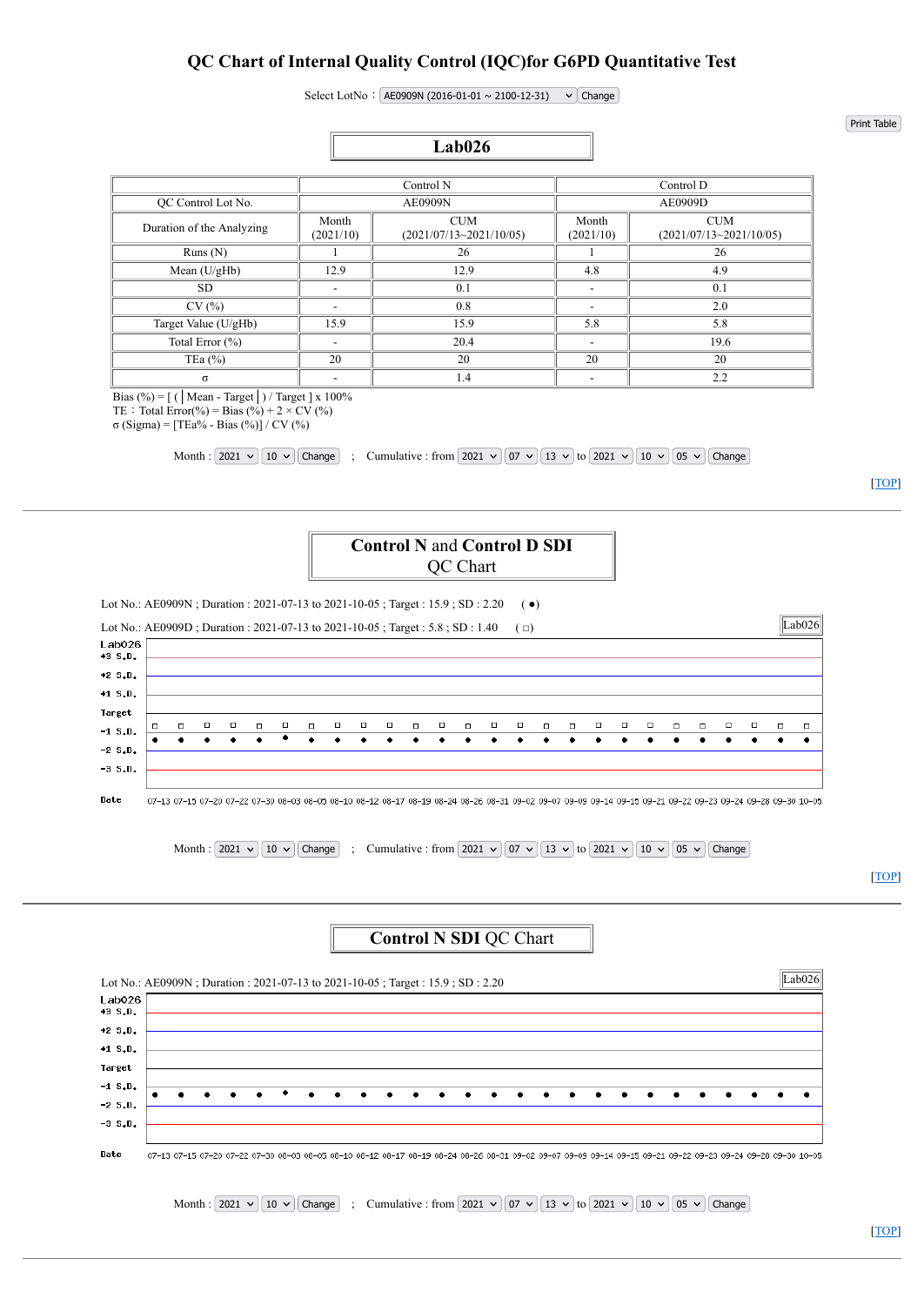# QC Chart of Internal Quality Control (IQC)for G6PD Quantitative Test

Select LotNo： AE0909N (2016-01-01 ~ 2100-12-31) Change

Print Table

## Lab026

| | Control N | | Control D | |
|---|---|---|---|---|
| QC Control Lot No. | AE0909N | | AE0909D | |
| Duration of the Analyzing | Month (2021/10) | CUM (2021/07/13~2021/10/05) | Month (2021/10) | CUM (2021/07/13~2021/10/05) |
| Runs (N) | 1 | 26 | 1 | 26 |
| Mean (U/gHb) | 12.9 | 12.9 | 4.8 | 4.9 |
| SD | - | 0.1 | - | 0.1 |
| CV (%) | - | 0.8 | - | 2.0 |
| Target Value (U/gHb) | 15.9 | 15.9 | 5.8 | 5.8 |
| Total Error (%) | - | 20.4 | - | 19.6 |
| TEa (%) | 20 | 20 | 20 | 20 |
| σ | - | 1.4 | - | 2.2 |

Bias (%) = [ ( │Mean - Target│) / Target ] x 100%
TE：Total Error(%) = Bias (%) + 2 × CV (%)
σ (Sigma) = [TEa% - Bias (%)] / CV (%)

Month : 2021 10 Change ; Cumulative : from 2021 07 13 to 2021 10 05 Change

[TOP]

---

## Control N and Control D SDI QC Chart

Lot No.: AE0909N ; Duration : 2021-07-13 to 2021-10-05 ; Target : 15.9 ; SD : 2.20 ( ● )

Lot No.: AE0909D ; Duration : 2021-07-13 to 2021-10-05 ; Target : 5.8 ; SD : 1.40 ( □ )

Lab026

Lab026 +3 S.D. +2 S.D. +1 S.D. Target -1 S.D. -2 S.D. -3 S.D.

Date 07-13 07-15 07-20 07-22 07-30 08-03 08-05 08-10 08-12 08-17 08-19 08-24 08-26 08-31 09-02 09-07 09-09 09-14 09-15 09-21 09-22 09-23 09-24 09-28 09-30 10-05

Month : 2021 10 Change ; Cumulative : from 2021 07 13 to 2021 10 05 Change

[TOP]

---

## Control N SDI QC Chart

Lot No.: AE0909N ; Duration : 2021-07-13 to 2021-10-05 ; Target : 15.9 ; SD : 2.20

Lab026

Lab026 +3 S.D. +2 S.D. +1 S.D. Target -1 S.D. -2 S.D. -3 S.D.

Date 07-13 07-15 07-20 07-22 07-30 08-03 08-05 08-10 08-12 08-17 08-19 08-24 08-26 08-31 09-02 09-07 09-09 09-14 09-15 09-21 09-22 09-23 09-24 09-28 09-30 10-05

Month : 2021 10 Change ; Cumulative : from 2021 07 13 to 2021 10 05 Change

[TOP]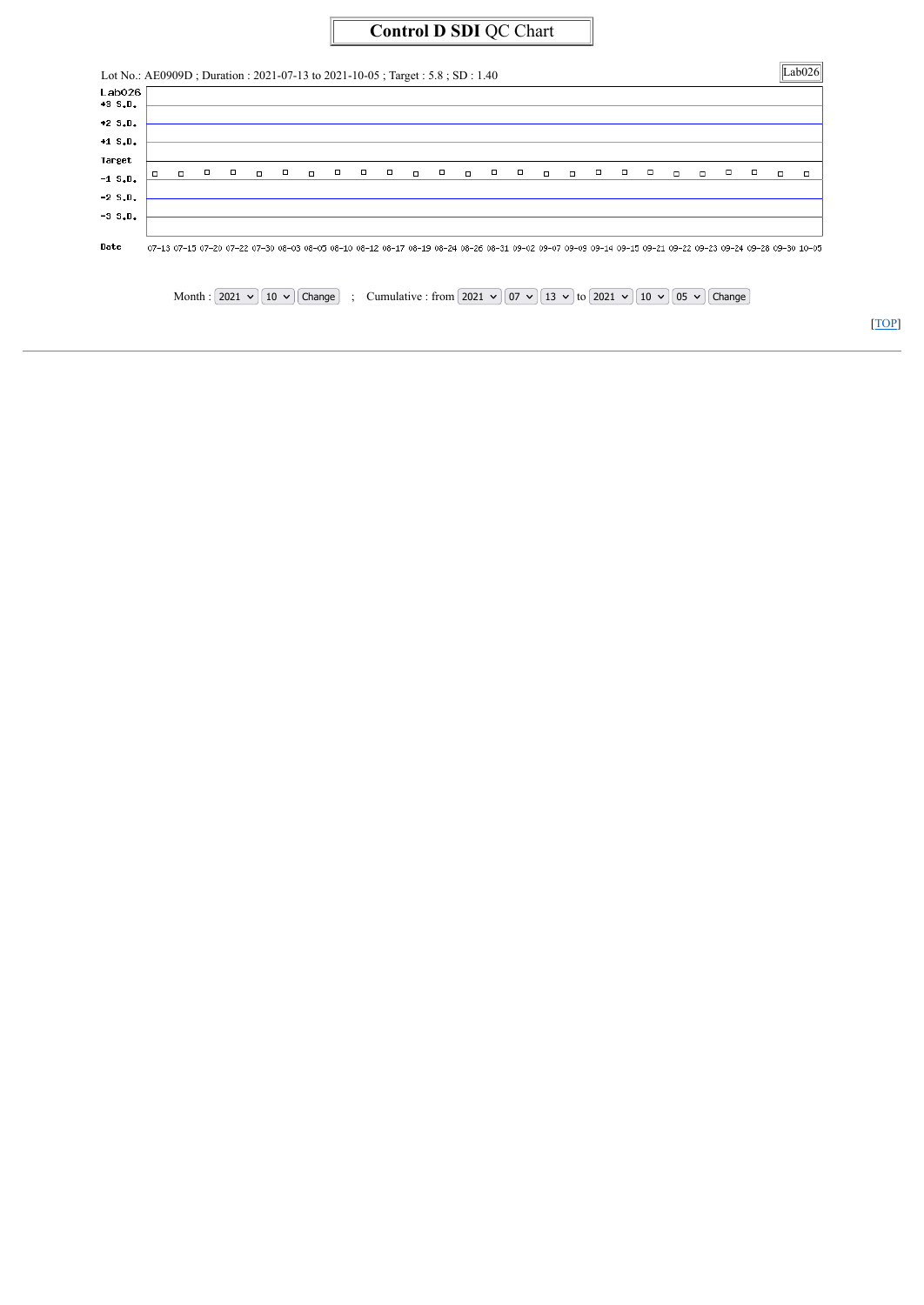# **Control D SDI** QC Chart

Lot No.: AE0909D ; Duration : 2021-07-13 to 2021-10-05 ; Target : 5.8 ; SD : 1.40

Lab026

Lab026

+3 S.D.

+2 S.D.

+1 S.D.

Target

-1 S.D.

-2 S.D.

-3 S.D.

Date

07-13 07-15 07-20 07-22 07-30 08-03 08-05 08-10 08-12 08-17 08-19 08-24 08-26 08-31 09-02 09-07 09-09 09-14 09-15 09-21 09-22 09-23 09-24 09-28 09-30 10-05

Month : 2021 10 Change ; Cumulative : from 2021 07 13 to 2021 10 05 Change

[TOP]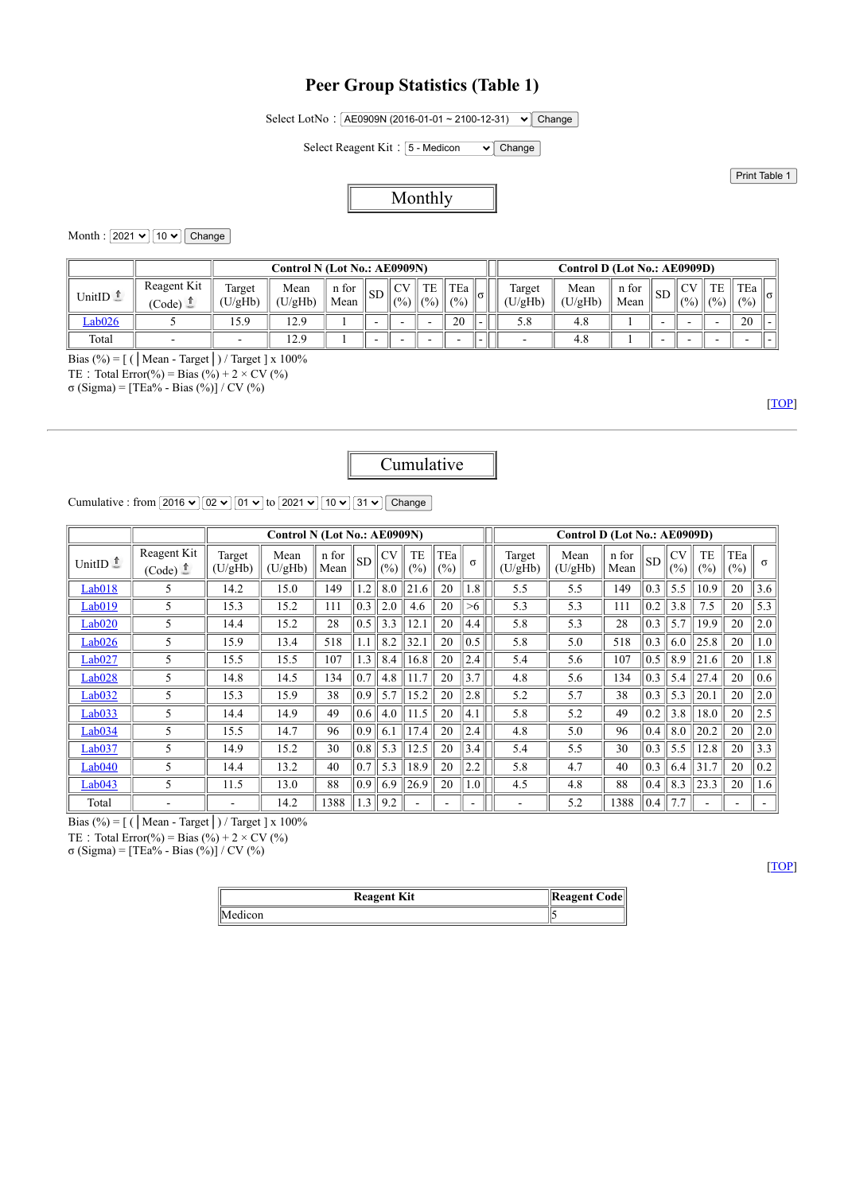# Peer Group Statistics (Table 1)

Select LotNo : AE0909N (2016-01-01 ~ 2100-12-31) Change

Select Reagent Kit : 5 - Medicon Change

Print Table 1

## Monthly

Month : 2021 10 Change

| | | Control N (Lot No.: AE0909N) | | | | | | | | | Control D (Lot No.: AE0909D) | | | | | | | |
|---|---|---|---|---|---|---|---|---|---|---|---|---|---|---|---|---|---|---|
| UnitID | Reagent Kit (Code) | Target (U/gHb) | Mean (U/gHb) | n for Mean | SD | CV (%) | TE (%) | TEa (%) | σ | | Target (U/gHb) | Mean (U/gHb) | n for Mean | SD | CV (%) | TE (%) | TEa (%) | σ |
| Lab026 | 5 | 15.9 | 12.9 | 1 | - | - | - | 20 | - | | 5.8 | 4.8 | 1 | - | - | - | 20 | - |
| Total | - | - | 12.9 | 1 | - | - | - | - | - | | - | 4.8 | 1 | - | - | - | - | - |

Bias (%) = [ ( | Mean - Target | ) / Target ] x 100%
TE : Total Error(%) = Bias (%) + 2 × CV (%)
σ (Sigma) = [TEa% - Bias (%)] / CV (%)

[TOP]

## Cumulative

Cumulative : from 2016 02 01 to 2021 10 31 Change

| | | Control N (Lot No.: AE0909N) | | | | | | | | | Control D (Lot No.: AE0909D) | | | | | | | |
|---|---|---|---|---|---|---|---|---|---|---|---|---|---|---|---|---|---|---|
| UnitID | Reagent Kit (Code) | Target (U/gHb) | Mean (U/gHb) | n for Mean | SD | CV (%) | TE (%) | TEa (%) | σ | | Target (U/gHb) | Mean (U/gHb) | n for Mean | SD | CV (%) | TE (%) | TEa (%) | σ |
| Lab018 | 5 | 14.2 | 15.0 | 149 | 1.2 | 8.0 | 21.6 | 20 | 1.8 | | 5.5 | 5.5 | 149 | 0.3 | 5.5 | 10.9 | 20 | 3.6 |
| Lab019 | 5 | 15.3 | 15.2 | 111 | 0.3 | 2.0 | 4.6 | 20 | >6 | | 5.3 | 5.3 | 111 | 0.2 | 3.8 | 7.5 | 20 | 5.3 |
| Lab020 | 5 | 14.4 | 15.2 | 28 | 0.5 | 3.3 | 12.1 | 20 | 4.4 | | 5.8 | 5.3 | 28 | 0.3 | 5.7 | 19.9 | 20 | 2.0 |
| Lab026 | 5 | 15.9 | 13.4 | 518 | 1.1 | 8.2 | 32.1 | 20 | 0.5 | | 5.8 | 5.0 | 518 | 0.3 | 6.0 | 25.8 | 20 | 1.0 |
| Lab027 | 5 | 15.5 | 15.5 | 107 | 1.3 | 8.4 | 16.8 | 20 | 2.4 | | 5.4 | 5.6 | 107 | 0.5 | 8.9 | 21.6 | 20 | 1.8 |
| Lab028 | 5 | 14.8 | 14.5 | 134 | 0.7 | 4.8 | 11.7 | 20 | 3.7 | | 4.8 | 5.6 | 134 | 0.3 | 5.4 | 27.4 | 20 | 0.6 |
| Lab032 | 5 | 15.3 | 15.9 | 38 | 0.9 | 5.7 | 15.2 | 20 | 2.8 | | 5.2 | 5.7 | 38 | 0.3 | 5.3 | 20.1 | 20 | 2.0 |
| Lab033 | 5 | 14.4 | 14.9 | 49 | 0.6 | 4.0 | 11.5 | 20 | 4.1 | | 5.8 | 5.2 | 49 | 0.2 | 3.8 | 18.0 | 20 | 2.5 |
| Lab034 | 5 | 15.5 | 14.7 | 96 | 0.9 | 6.1 | 17.4 | 20 | 2.4 | | 4.8 | 5.0 | 96 | 0.4 | 8.0 | 20.2 | 20 | 2.0 |
| Lab037 | 5 | 14.9 | 15.2 | 30 | 0.8 | 5.3 | 12.5 | 20 | 3.4 | | 5.4 | 5.5 | 30 | 0.3 | 5.5 | 12.8 | 20 | 3.3 |
| Lab040 | 5 | 14.4 | 13.2 | 40 | 0.7 | 5.3 | 18.9 | 20 | 2.2 | | 5.8 | 4.7 | 40 | 0.3 | 6.4 | 31.7 | 20 | 0.2 |
| Lab043 | 5 | 11.5 | 13.0 | 88 | 0.9 | 6.9 | 26.9 | 20 | 1.0 | | 4.5 | 4.8 | 88 | 0.4 | 8.3 | 23.3 | 20 | 1.6 |
| Total | - | - | 14.2 | 1388 | 1.3 | 9.2 | - | - | - | | - | 5.2 | 1388 | 0.4 | 7.7 | - | - | - |

Bias (%) = [ ( | Mean - Target | ) / Target ] x 100%
TE : Total Error(%) = Bias (%) + 2 × CV (%)
σ (Sigma) = [TEa% - Bias (%)] / CV (%)

[TOP]

| Reagent Kit | Reagent Code |
|---|---|
| Medicon | 5 |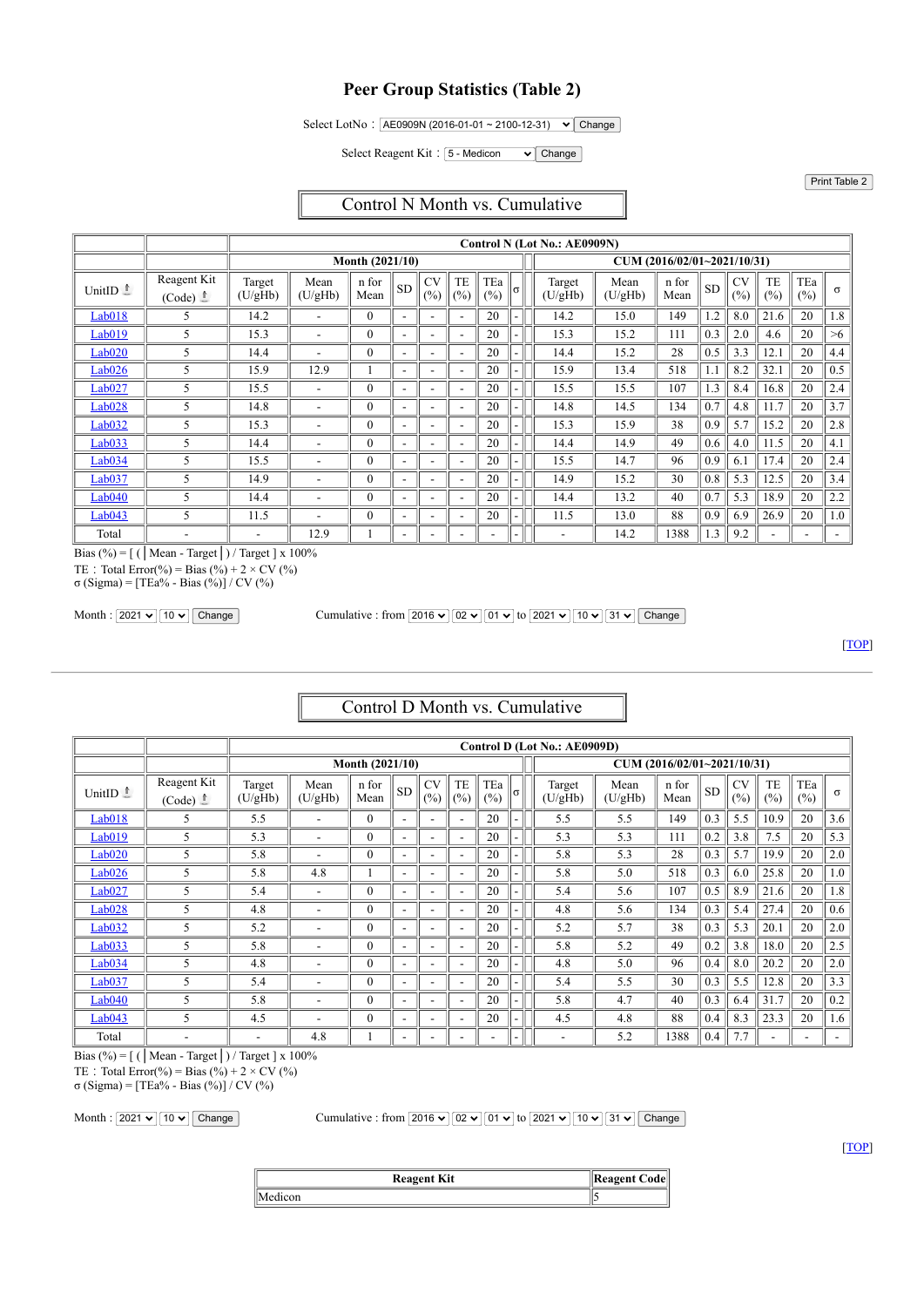# Peer Group Statistics (Table 2)

Select LotNo : AE0909N (2016-01-01 ~ 2100-12-31) Change

Select Reagent Kit : 5 - Medicon Change

Print Table 2

## Control N Month vs. Cumulative

| | | Control N (Lot No.: AE0909N) | | | | | | | | | | | | | | | | |
|---|---|---|---|---|---|---|---|---|---|---|---|---|---|---|---|---|---|---|
| | | Month (2021/10) | | | | | | | | CUM (2016/02/01~2021/10/31) | | | | | | | | |
| UnitID | Reagent Kit (Code) | Target (U/gHb) | Mean (U/gHb) | n for Mean | SD | CV (%) | TE (%) | TEa (%) | σ | Target (U/gHb) | Mean (U/gHb) | n for Mean | SD | CV (%) | TE (%) | TEa (%) | σ |
| Lab018 | 5 | 14.2 | - | 0 | - | - | - | 20 | - | 14.2 | 15.0 | 149 | 1.2 | 8.0 | 21.6 | 20 | 1.8 |
| Lab019 | 5 | 15.3 | - | 0 | - | - | - | 20 | - | 15.3 | 15.2 | 111 | 0.3 | 2.0 | 4.6 | 20 | >6 |
| Lab020 | 5 | 14.4 | - | 0 | - | - | - | 20 | - | 14.4 | 15.2 | 28 | 0.5 | 3.3 | 12.1 | 20 | 4.4 |
| Lab026 | 5 | 15.9 | 12.9 | 1 | - | - | - | 20 | - | 15.9 | 13.4 | 518 | 1.1 | 8.2 | 32.1 | 20 | 0.5 |
| Lab027 | 5 | 15.5 | - | 0 | - | - | - | 20 | - | 15.5 | 15.5 | 107 | 1.3 | 8.4 | 16.8 | 20 | 2.4 |
| Lab028 | 5 | 14.8 | - | 0 | - | - | - | 20 | - | 14.8 | 14.5 | 134 | 0.7 | 4.8 | 11.7 | 20 | 3.7 |
| Lab032 | 5 | 15.3 | - | 0 | - | - | - | 20 | - | 15.3 | 15.9 | 38 | 0.9 | 5.7 | 15.2 | 20 | 2.8 |
| Lab033 | 5 | 14.4 | - | 0 | - | - | - | 20 | - | 14.4 | 14.9 | 49 | 0.6 | 4.0 | 11.5 | 20 | 4.1 |
| Lab034 | 5 | 15.5 | - | 0 | - | - | - | 20 | - | 15.5 | 14.7 | 96 | 0.9 | 6.1 | 17.4 | 20 | 2.4 |
| Lab037 | 5 | 14.9 | - | 0 | - | - | - | 20 | - | 14.9 | 15.2 | 30 | 0.8 | 5.3 | 12.5 | 20 | 3.4 |
| Lab040 | 5 | 14.4 | - | 0 | - | - | - | 20 | - | 14.4 | 13.2 | 40 | 0.7 | 5.3 | 18.9 | 20 | 2.2 |
| Lab043 | 5 | 11.5 | - | 0 | - | - | - | 20 | - | 11.5 | 13.0 | 88 | 0.9 | 6.9 | 26.9 | 20 | 1.0 |
| Total | - | - | 12.9 | 1 | - | - | - | - | - | - | 14.2 | 1388 | 1.3 | 9.2 | - | - | - |

Bias (%) = [ ( | Mean - Target | ) / Target ] x 100%
TE : Total Error(%) = Bias (%) + 2 × CV (%)
σ (Sigma) = [TEa% - Bias (%)] / CV (%)

Month : 2021 10 Change Cumulative : from 2016 02 01 to 2021 10 31 Change

[TOP]

## Control D Month vs. Cumulative

| | | Control D (Lot No.: AE0909D) | | | | | | | | CUM | | | | | | | |
|---|---|---|---|---|---|---|---|---|---|---|---|---|---|---|---|---|---|
| | | Month (2021/10) | | | | | | | | CUM (2016/02/01~2021/10/31) | | | | | | | |
| UnitID | Reagent Kit (Code) | Target (U/gHb) | Mean (U/gHb) | n for Mean | SD | CV (%) | TE (%) | TEa (%) | σ | Target (U/gHb) | Mean (U/gHb) | n for Mean | SD | CV (%) | TE (%) | TEa (%) | σ |
| Lab018 | 5 | 5.5 | - | 0 | - | - | - | 20 | - | 5.5 | 5.5 | 149 | 0.3 | 5.5 | 10.9 | 20 | 3.6 |
| Lab019 | 5 | 5.3 | - | 0 | - | - | - | 20 | - | 5.3 | 5.3 | 111 | 0.2 | 3.8 | 7.5 | 20 | 5.3 |
| Lab020 | 5 | 5.8 | - | 0 | - | - | - | 20 | - | 5.8 | 5.3 | 28 | 0.3 | 5.7 | 19.9 | 20 | 2.0 |
| Lab026 | 5 | 5.8 | 4.8 | 1 | - | - | - | 20 | - | 5.8 | 5.0 | 518 | 0.3 | 6.0 | 25.8 | 20 | 1.0 |
| Lab027 | 5 | 5.4 | - | 0 | - | - | - | 20 | - | 5.4 | 5.6 | 107 | 0.5 | 8.9 | 21.6 | 20 | 1.8 |
| Lab028 | 5 | 4.8 | - | 0 | - | - | - | 20 | - | 4.8 | 5.6 | 134 | 0.3 | 5.4 | 27.4 | 20 | 0.6 |
| Lab032 | 5 | 5.2 | - | 0 | - | - | - | 20 | - | 5.2 | 5.7 | 38 | 0.3 | 5.3 | 20.1 | 20 | 2.0 |
| Lab033 | 5 | 5.8 | - | 0 | - | - | - | 20 | - | 5.8 | 5.2 | 49 | 0.2 | 3.8 | 18.0 | 20 | 2.5 |
| Lab034 | 5 | 4.8 | - | 0 | - | - | - | 20 | - | 4.8 | 5.0 | 96 | 0.4 | 8.0 | 20.2 | 20 | 2.0 |
| Lab037 | 5 | 5.4 | - | 0 | - | - | - | 20 | - | 5.4 | 5.5 | 30 | 0.3 | 5.5 | 12.8 | 20 | 3.3 |
| Lab040 | 5 | 5.8 | - | 0 | - | - | - | 20 | - | 5.8 | 4.7 | 40 | 0.3 | 6.4 | 31.7 | 20 | 0.2 |
| Lab043 | 5 | 4.5 | - | 0 | - | - | - | 20 | - | 4.5 | 4.8 | 88 | 0.4 | 8.3 | 23.3 | 20 | 1.6 |
| Total | - | - | 4.8 | 1 | - | - | - | - | - | - | 5.2 | 1388 | 0.4 | 7.7 | - | - | - |

Bias (%) = [ ( | Mean - Target | ) / Target ] x 100%
TE : Total Error(%) = Bias (%) + 2 × CV (%)
σ (Sigma) = [TEa% - Bias (%)] / CV (%)

Month : 2021 10 Change Cumulative : from 2016 02 01 to 2021 10 31 Change

[TOP]

| Reagent Kit | Reagent Code |
|---|---|
| Medicon | 5 |